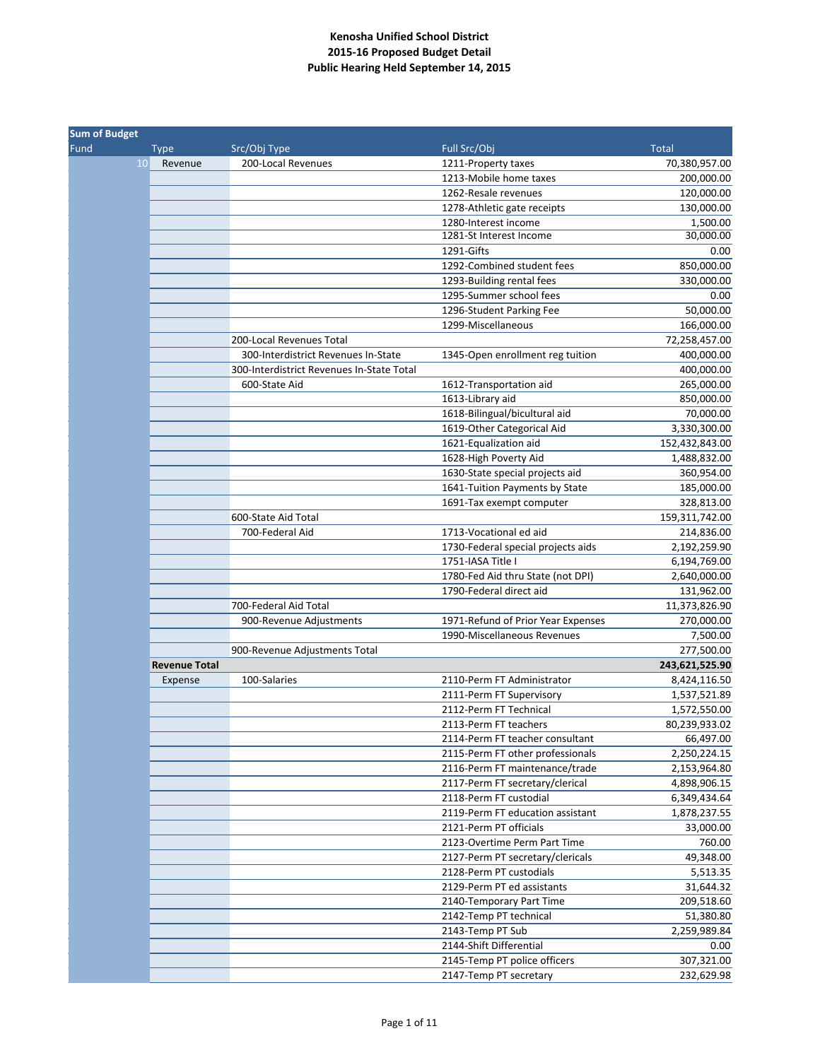**Kenosha Unified School District**
**2015-16 Proposed Budget Detail**
**Public Hearing Held September 14, 2015**

| Sum of Budget | | | | |
|---|---|---|---|---|
| Fund | Type | Src/Obj Type | Full Src/Obj | Total |
| 10 | Revenue | 200-Local Revenues | 1211-Property taxes | 70,380,957.00 |
| | | | 1213-Mobile home taxes | 200,000.00 |
| | | | 1262-Resale revenues | 120,000.00 |
| | | | 1278-Athletic gate receipts | 130,000.00 |
| | | | 1280-Interest income | 1,500.00 |
| | | | 1281-St Interest Income | 30,000.00 |
| | | | 1291-Gifts | 0.00 |
| | | | 1292-Combined student fees | 850,000.00 |
| | | | 1293-Building rental fees | 330,000.00 |
| | | | 1295-Summer school fees | 0.00 |
| | | | 1296-Student Parking Fee | 50,000.00 |
| | | | 1299-Miscellaneous | 166,000.00 |
| | | 200-Local Revenues Total | | 72,258,457.00 |
| | | 300-Interdistrict Revenues In-State | 1345-Open enrollment reg tuition | 400,000.00 |
| | | 300-Interdistrict Revenues In-State Total | | 400,000.00 |
| | | 600-State Aid | 1612-Transportation aid | 265,000.00 |
| | | | 1613-Library aid | 850,000.00 |
| | | | 1618-Bilingual/bicultural aid | 70,000.00 |
| | | | 1619-Other Categorical Aid | 3,330,300.00 |
| | | | 1621-Equalization aid | 152,432,843.00 |
| | | | 1628-High Poverty Aid | 1,488,832.00 |
| | | | 1630-State special projects aid | 360,954.00 |
| | | | 1641-Tuition Payments by State | 185,000.00 |
| | | | 1691-Tax exempt computer | 328,813.00 |
| | | 600-State Aid Total | | 159,311,742.00 |
| | | 700-Federal Aid | 1713-Vocational ed aid | 214,836.00 |
| | | | 1730-Federal special projects aids | 2,192,259.90 |
| | | | 1751-IASA Title I | 6,194,769.00 |
| | | | 1780-Fed Aid thru State (not DPI) | 2,640,000.00 |
| | | | 1790-Federal direct aid | 131,962.00 |
| | | 700-Federal Aid Total | | 11,373,826.90 |
| | | 900-Revenue Adjustments | 1971-Refund of Prior Year Expenses | 270,000.00 |
| | | | 1990-Miscellaneous Revenues | 7,500.00 |
| | | 900-Revenue Adjustments Total | | 277,500.00 |
| | **Revenue Total** | | | **243,621,525.90** |
| | Expense | 100-Salaries | 2110-Perm FT Administrator | 8,424,116.50 |
| | | | 2111-Perm FT Supervisory | 1,537,521.89 |
| | | | 2112-Perm FT Technical | 1,572,550.00 |
| | | | 2113-Perm FT teachers | 80,239,933.02 |
| | | | 2114-Perm FT teacher consultant | 66,497.00 |
| | | | 2115-Perm FT other professionals | 2,250,224.15 |
| | | | 2116-Perm FT maintenance/trade | 2,153,964.80 |
| | | | 2117-Perm FT secretary/clerical | 4,898,906.15 |
| | | | 2118-Perm FT custodial | 6,349,434.64 |
| | | | 2119-Perm FT education assistant | 1,878,237.55 |
| | | | 2121-Perm PT officials | 33,000.00 |
| | | | 2123-Overtime Perm Part Time | 760.00 |
| | | | 2127-Perm PT secretary/clericals | 49,348.00 |
| | | | 2128-Perm PT custodials | 5,513.35 |
| | | | 2129-Perm PT ed assistants | 31,644.32 |
| | | | 2140-Temporary Part Time | 209,518.60 |
| | | | 2142-Temp PT technical | 51,380.80 |
| | | | 2143-Temp PT Sub | 2,259,989.84 |
| | | | 2144-Shift Differential | 0.00 |
| | | | 2145-Temp PT police officers | 307,321.00 |
| | | | 2147-Temp PT secretary | 232,629.98 |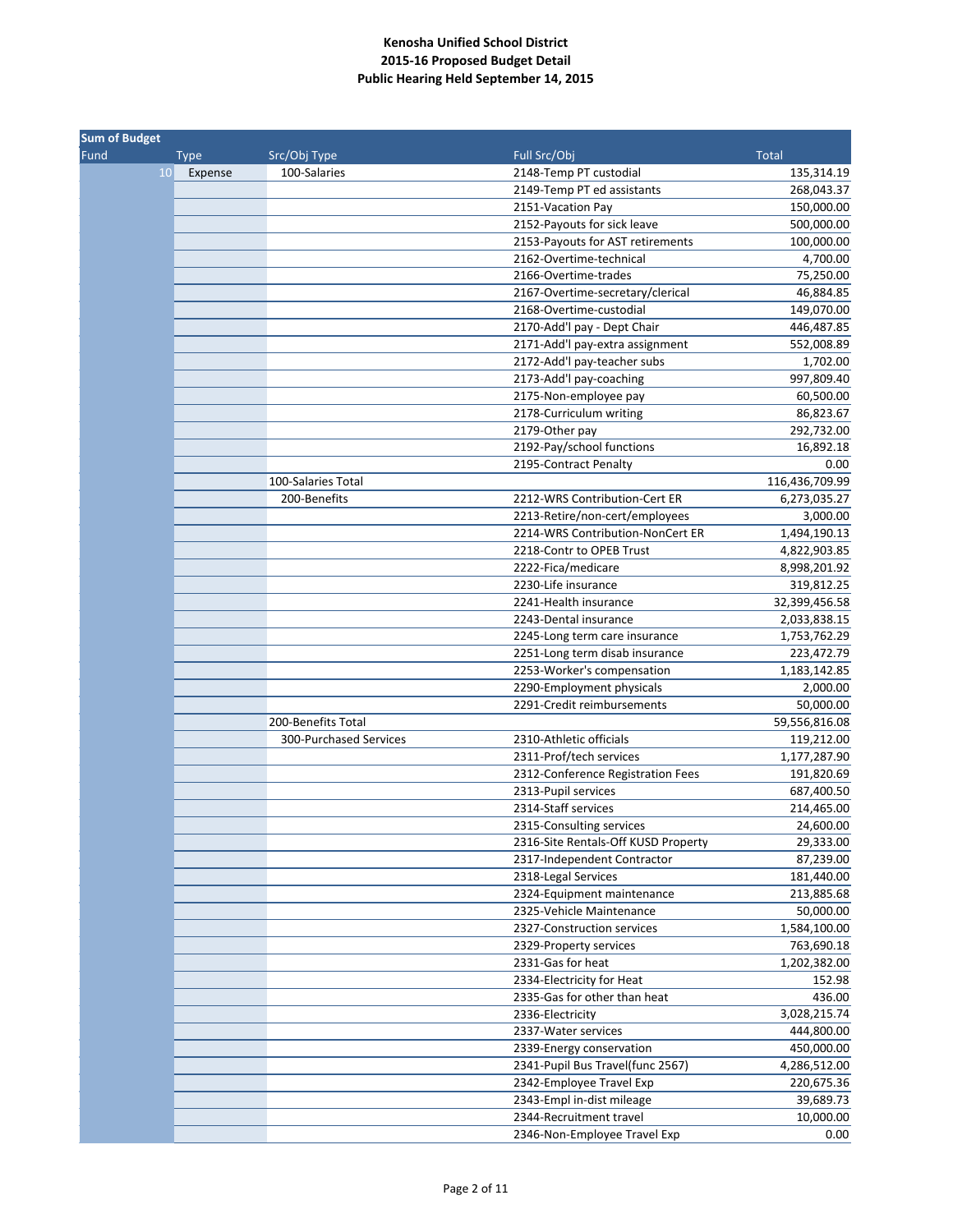**Kenosha Unified School District**
**2015-16 Proposed Budget Detail**
**Public Hearing Held September 14, 2015**

| Sum of Budget | | | | |
|---|---|---|---|---|
| Fund | Type | Src/Obj Type | Full Src/Obj | Total |
| 10 | Expense | 100-Salaries | 2148-Temp PT custodial | 135,314.19 |
| | | | 2149-Temp PT ed assistants | 268,043.37 |
| | | | 2151-Vacation Pay | 150,000.00 |
| | | | 2152-Payouts for sick leave | 500,000.00 |
| | | | 2153-Payouts for AST retirements | 100,000.00 |
| | | | 2162-Overtime-technical | 4,700.00 |
| | | | 2166-Overtime-trades | 75,250.00 |
| | | | 2167-Overtime-secretary/clerical | 46,884.85 |
| | | | 2168-Overtime-custodial | 149,070.00 |
| | | | 2170-Add'l pay - Dept Chair | 446,487.85 |
| | | | 2171-Add'l pay-extra assignment | 552,008.89 |
| | | | 2172-Add'l pay-teacher subs | 1,702.00 |
| | | | 2173-Add'l pay-coaching | 997,809.40 |
| | | | 2175-Non-employee pay | 60,500.00 |
| | | | 2178-Curriculum writing | 86,823.67 |
| | | | 2179-Other pay | 292,732.00 |
| | | | 2192-Pay/school functions | 16,892.18 |
| | | | 2195-Contract Penalty | 0.00 |
| | | 100-Salaries Total | | 116,436,709.99 |
| | | 200-Benefits | 2212-WRS Contribution-Cert ER | 6,273,035.27 |
| | | | 2213-Retire/non-cert/employees | 3,000.00 |
| | | | 2214-WRS Contribution-NonCert ER | 1,494,190.13 |
| | | | 2218-Contr to OPEB Trust | 4,822,903.85 |
| | | | 2222-Fica/medicare | 8,998,201.92 |
| | | | 2230-Life insurance | 319,812.25 |
| | | | 2241-Health insurance | 32,399,456.58 |
| | | | 2243-Dental insurance | 2,033,838.15 |
| | | | 2245-Long term care insurance | 1,753,762.29 |
| | | | 2251-Long term disab insurance | 223,472.79 |
| | | | 2253-Worker's compensation | 1,183,142.85 |
| | | | 2290-Employment physicals | 2,000.00 |
| | | | 2291-Credit reimbursements | 50,000.00 |
| | | 200-Benefits Total | | 59,556,816.08 |
| | | 300-Purchased Services | 2310-Athletic officials | 119,212.00 |
| | | | 2311-Prof/tech services | 1,177,287.90 |
| | | | 2312-Conference Registration Fees | 191,820.69 |
| | | | 2313-Pupil services | 687,400.50 |
| | | | 2314-Staff services | 214,465.00 |
| | | | 2315-Consulting services | 24,600.00 |
| | | | 2316-Site Rentals-Off KUSD Property | 29,333.00 |
| | | | 2317-Independent Contractor | 87,239.00 |
| | | | 2318-Legal Services | 181,440.00 |
| | | | 2324-Equipment maintenance | 213,885.68 |
| | | | 2325-Vehicle Maintenance | 50,000.00 |
| | | | 2327-Construction services | 1,584,100.00 |
| | | | 2329-Property services | 763,690.18 |
| | | | 2331-Gas for heat | 1,202,382.00 |
| | | | 2334-Electricity for Heat | 152.98 |
| | | | 2335-Gas for other than heat | 436.00 |
| | | | 2336-Electricity | 3,028,215.74 |
| | | | 2337-Water services | 444,800.00 |
| | | | 2339-Energy conservation | 450,000.00 |
| | | | 2341-Pupil Bus Travel(func 2567) | 4,286,512.00 |
| | | | 2342-Employee Travel Exp | 220,675.36 |
| | | | 2343-Empl in-dist mileage | 39,689.73 |
| | | | 2344-Recruitment travel | 10,000.00 |
| | | | 2346-Non-Employee Travel Exp | 0.00 |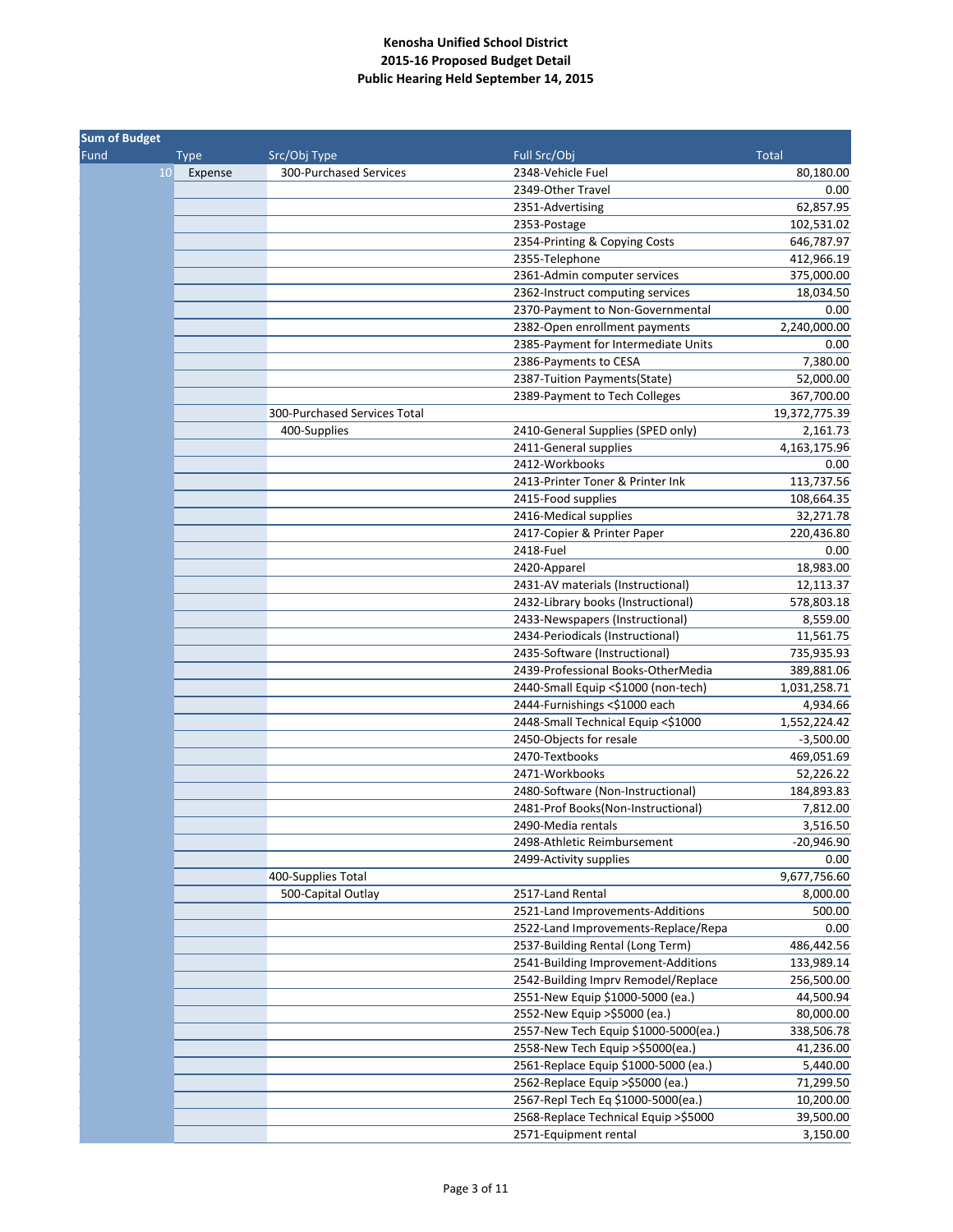**Kenosha Unified School District**
**2015-16 Proposed Budget Detail**
**Public Hearing Held September 14, 2015**

| Sum of Budget | | | | |
|---|---|---|---|---|
| Fund | Type | Src/Obj Type | Full Src/Obj | Total |
| 10 | Expense | 300-Purchased Services | 2348-Vehicle Fuel | 80,180.00 |
| | | | 2349-Other Travel | 0.00 |
| | | | 2351-Advertising | 62,857.95 |
| | | | 2353-Postage | 102,531.02 |
| | | | 2354-Printing & Copying Costs | 646,787.97 |
| | | | 2355-Telephone | 412,966.19 |
| | | | 2361-Admin computer services | 375,000.00 |
| | | | 2362-Instruct computing services | 18,034.50 |
| | | | 2370-Payment to Non-Governmental | 0.00 |
| | | | 2382-Open enrollment payments | 2,240,000.00 |
| | | | 2385-Payment for Intermediate Units | 0.00 |
| | | | 2386-Payments to CESA | 7,380.00 |
| | | | 2387-Tuition Payments(State) | 52,000.00 |
| | | | 2389-Payment to Tech Colleges | 367,700.00 |
| | | 300-Purchased Services Total | | 19,372,775.39 |
| | | 400-Supplies | 2410-General Supplies (SPED only) | 2,161.73 |
| | | | 2411-General supplies | 4,163,175.96 |
| | | | 2412-Workbooks | 0.00 |
| | | | 2413-Printer Toner & Printer Ink | 113,737.56 |
| | | | 2415-Food supplies | 108,664.35 |
| | | | 2416-Medical supplies | 32,271.78 |
| | | | 2417-Copier & Printer Paper | 220,436.80 |
| | | | 2418-Fuel | 0.00 |
| | | | 2420-Apparel | 18,983.00 |
| | | | 2431-AV materials (Instructional) | 12,113.37 |
| | | | 2432-Library books (Instructional) | 578,803.18 |
| | | | 2433-Newspapers (Instructional) | 8,559.00 |
| | | | 2434-Periodicals (Instructional) | 11,561.75 |
| | | | 2435-Software (Instructional) | 735,935.93 |
| | | | 2439-Professional Books-OtherMedia | 389,881.06 |
| | | | 2440-Small Equip <$1000 (non-tech) | 1,031,258.71 |
| | | | 2444-Furnishings <$1000 each | 4,934.66 |
| | | | 2448-Small Technical Equip <$1000 | 1,552,224.42 |
| | | | 2450-Objects for resale | -3,500.00 |
| | | | 2470-Textbooks | 469,051.69 |
| | | | 2471-Workbooks | 52,226.22 |
| | | | 2480-Software (Non-Instructional) | 184,893.83 |
| | | | 2481-Prof Books(Non-Instructional) | 7,812.00 |
| | | | 2490-Media rentals | 3,516.50 |
| | | | 2498-Athletic Reimbursement | -20,946.90 |
| | | | 2499-Activity supplies | 0.00 |
| | | 400-Supplies Total | | 9,677,756.60 |
| | | 500-Capital Outlay | 2517-Land Rental | 8,000.00 |
| | | | 2521-Land Improvements-Additions | 500.00 |
| | | | 2522-Land Improvements-Replace/Repa | 0.00 |
| | | | 2537-Building Rental (Long Term) | 486,442.56 |
| | | | 2541-Building Improvement-Additions | 133,989.14 |
| | | | 2542-Building Imprv Remodel/Replace | 256,500.00 |
| | | | 2551-New Equip $1000-5000 (ea.) | 44,500.94 |
| | | | 2552-New Equip >$5000 (ea.) | 80,000.00 |
| | | | 2557-New Tech Equip $1000-5000(ea.) | 338,506.78 |
| | | | 2558-New Tech Equip >$5000(ea.) | 41,236.00 |
| | | | 2561-Replace Equip $1000-5000 (ea.) | 5,440.00 |
| | | | 2562-Replace Equip >$5000 (ea.) | 71,299.50 |
| | | | 2567-Repl Tech Eq $1000-5000(ea.) | 10,200.00 |
| | | | 2568-Replace Technical Equip >$5000 | 39,500.00 |
| | | | 2571-Equipment rental | 3,150.00 |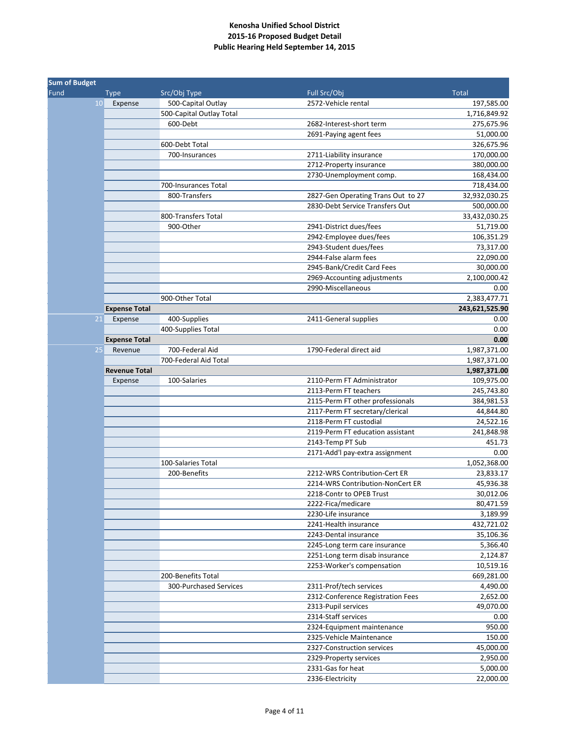**Kenosha Unified School District**
**2015-16 Proposed Budget Detail**
**Public Hearing Held September 14, 2015**

| Sum of Budget | | | | |
|---|---|---|---|---|
| Fund | Type | Src/Obj Type | Full Src/Obj | Total |
| 10 | Expense | 500-Capital Outlay | 2572-Vehicle rental | 197,585.00 |
| | | 500-Capital Outlay Total | | 1,716,849.92 |
| | | 600-Debt | 2682-Interest-short term | 275,675.96 |
| | | | 2691-Paying agent fees | 51,000.00 |
| | | 600-Debt Total | | 326,675.96 |
| | | 700-Insurances | 2711-Liability insurance | 170,000.00 |
| | | | 2712-Property insurance | 380,000.00 |
| | | | 2730-Unemployment comp. | 168,434.00 |
| | | 700-Insurances Total | | 718,434.00 |
| | | 800-Transfers | 2827-Gen Operating Trans Out to 27 | 32,932,030.25 |
| | | | 2830-Debt Service Transfers Out | 500,000.00 |
| | | 800-Transfers Total | | 33,432,030.25 |
| | | 900-Other | 2941-District dues/fees | 51,719.00 |
| | | | 2942-Employee dues/fees | 106,351.29 |
| | | | 2943-Student dues/fees | 73,317.00 |
| | | | 2944-False alarm fees | 22,090.00 |
| | | | 2945-Bank/Credit Card Fees | 30,000.00 |
| | | | 2969-Accounting adjustments | 2,100,000.42 |
| | | | 2990-Miscellaneous | 0.00 |
| | | 900-Other Total | | 2,383,477.71 |
| | **Expense Total** | | | **243,621,525.90** |
| 21 | Expense | 400-Supplies | 2411-General supplies | 0.00 |
| | | 400-Supplies Total | | 0.00 |
| | **Expense Total** | | | **0.00** |
| 25 | Revenue | 700-Federal Aid | 1790-Federal direct aid | 1,987,371.00 |
| | | 700-Federal Aid Total | | 1,987,371.00 |
| | **Revenue Total** | | | **1,987,371.00** |
| | Expense | 100-Salaries | 2110-Perm FT Administrator | 109,975.00 |
| | | | 2113-Perm FT teachers | 245,743.80 |
| | | | 2115-Perm FT other professionals | 384,981.53 |
| | | | 2117-Perm FT secretary/clerical | 44,844.80 |
| | | | 2118-Perm FT custodial | 24,522.16 |
| | | | 2119-Perm FT education assistant | 241,848.98 |
| | | | 2143-Temp PT Sub | 451.73 |
| | | | 2171-Add'l pay-extra assignment | 0.00 |
| | | 100-Salaries Total | | 1,052,368.00 |
| | | 200-Benefits | 2212-WRS Contribution-Cert ER | 23,833.17 |
| | | | 2214-WRS Contribution-NonCert ER | 45,936.38 |
| | | | 2218-Contr to OPEB Trust | 30,012.06 |
| | | | 2222-Fica/medicare | 80,471.59 |
| | | | 2230-Life insurance | 3,189.99 |
| | | | 2241-Health insurance | 432,721.02 |
| | | | 2243-Dental insurance | 35,106.36 |
| | | | 2245-Long term care insurance | 5,366.40 |
| | | | 2251-Long term disab insurance | 2,124.87 |
| | | | 2253-Worker's compensation | 10,519.16 |
| | | 200-Benefits Total | | 669,281.00 |
| | | 300-Purchased Services | 2311-Prof/tech services | 4,490.00 |
| | | | 2312-Conference Registration Fees | 2,652.00 |
| | | | 2313-Pupil services | 49,070.00 |
| | | | 2314-Staff services | 0.00 |
| | | | 2324-Equipment maintenance | 950.00 |
| | | | 2325-Vehicle Maintenance | 150.00 |
| | | | 2327-Construction services | 45,000.00 |
| | | | 2329-Property services | 2,950.00 |
| | | | 2331-Gas for heat | 5,000.00 |
| | | | 2336-Electricity | 22,000.00 |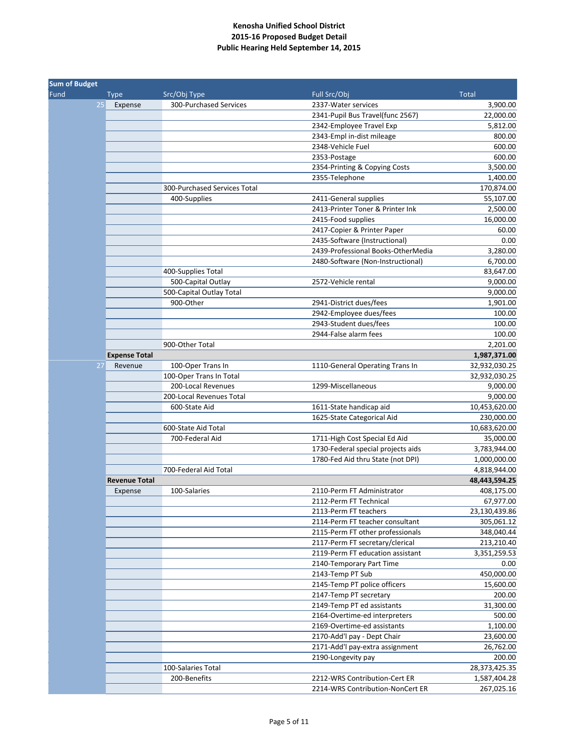**Kenosha Unified School District**
**2015-16 Proposed Budget Detail**
**Public Hearing Held September 14, 2015**

| Sum of Budget | | | | |
|---|---|---|---|---|
| Fund | Type | Src/Obj Type | Full Src/Obj | Total |
| 25 | Expense | 300-Purchased Services | 2337-Water services | 3,900.00 |
| | | | 2341-Pupil Bus Travel(func 2567) | 22,000.00 |
| | | | 2342-Employee Travel Exp | 5,812.00 |
| | | | 2343-Empl in-dist mileage | 800.00 |
| | | | 2348-Vehicle Fuel | 600.00 |
| | | | 2353-Postage | 600.00 |
| | | | 2354-Printing & Copying Costs | 3,500.00 |
| | | | 2355-Telephone | 1,400.00 |
| | | 300-Purchased Services Total | | 170,874.00 |
| | | 400-Supplies | 2411-General supplies | 55,107.00 |
| | | | 2413-Printer Toner & Printer Ink | 2,500.00 |
| | | | 2415-Food supplies | 16,000.00 |
| | | | 2417-Copier & Printer Paper | 60.00 |
| | | | 2435-Software (Instructional) | 0.00 |
| | | | 2439-Professional Books-OtherMedia | 3,280.00 |
| | | | 2480-Software (Non-Instructional) | 6,700.00 |
| | | 400-Supplies Total | | 83,647.00 |
| | | 500-Capital Outlay | 2572-Vehicle rental | 9,000.00 |
| | | 500-Capital Outlay Total | | 9,000.00 |
| | | 900-Other | 2941-District dues/fees | 1,901.00 |
| | | | 2942-Employee dues/fees | 100.00 |
| | | | 2943-Student dues/fees | 100.00 |
| | | | 2944-False alarm fees | 100.00 |
| | | 900-Other Total | | 2,201.00 |
| | **Expense Total** | | | **1,987,371.00** |
| 27 | Revenue | 100-Oper Trans In | 1110-General Operating Trans In | 32,932,030.25 |
| | | 100-Oper Trans In Total | | 32,932,030.25 |
| | | 200-Local Revenues | 1299-Miscellaneous | 9,000.00 |
| | | 200-Local Revenues Total | | 9,000.00 |
| | | 600-State Aid | 1611-State handicap aid | 10,453,620.00 |
| | | | 1625-State Categorical Aid | 230,000.00 |
| | | 600-State Aid Total | | 10,683,620.00 |
| | | 700-Federal Aid | 1711-High Cost Special Ed Aid | 35,000.00 |
| | | | 1730-Federal special projects aids | 3,783,944.00 |
| | | | 1780-Fed Aid thru State (not DPI) | 1,000,000.00 |
| | | 700-Federal Aid Total | | 4,818,944.00 |
| | **Revenue Total** | | | **48,443,594.25** |
| | Expense | 100-Salaries | 2110-Perm FT Administrator | 408,175.00 |
| | | | 2112-Perm FT Technical | 67,977.00 |
| | | | 2113-Perm FT teachers | 23,130,439.86 |
| | | | 2114-Perm FT teacher consultant | 305,061.12 |
| | | | 2115-Perm FT other professionals | 348,040.44 |
| | | | 2117-Perm FT secretary/clerical | 213,210.40 |
| | | | 2119-Perm FT education assistant | 3,351,259.53 |
| | | | 2140-Temporary Part Time | 0.00 |
| | | | 2143-Temp PT Sub | 450,000.00 |
| | | | 2145-Temp PT police officers | 15,600.00 |
| | | | 2147-Temp PT secretary | 200.00 |
| | | | 2149-Temp PT ed assistants | 31,300.00 |
| | | | 2164-Overtime-ed interpreters | 500.00 |
| | | | 2169-Overtime-ed assistants | 1,100.00 |
| | | | 2170-Add'l pay - Dept Chair | 23,600.00 |
| | | | 2171-Add'l pay-extra assignment | 26,762.00 |
| | | | 2190-Longevity pay | 200.00 |
| | | 100-Salaries Total | | 28,373,425.35 |
| | | 200-Benefits | 2212-WRS Contribution-Cert ER | 1,587,404.28 |
| | | | 2214-WRS Contribution-NonCert ER | 267,025.16 |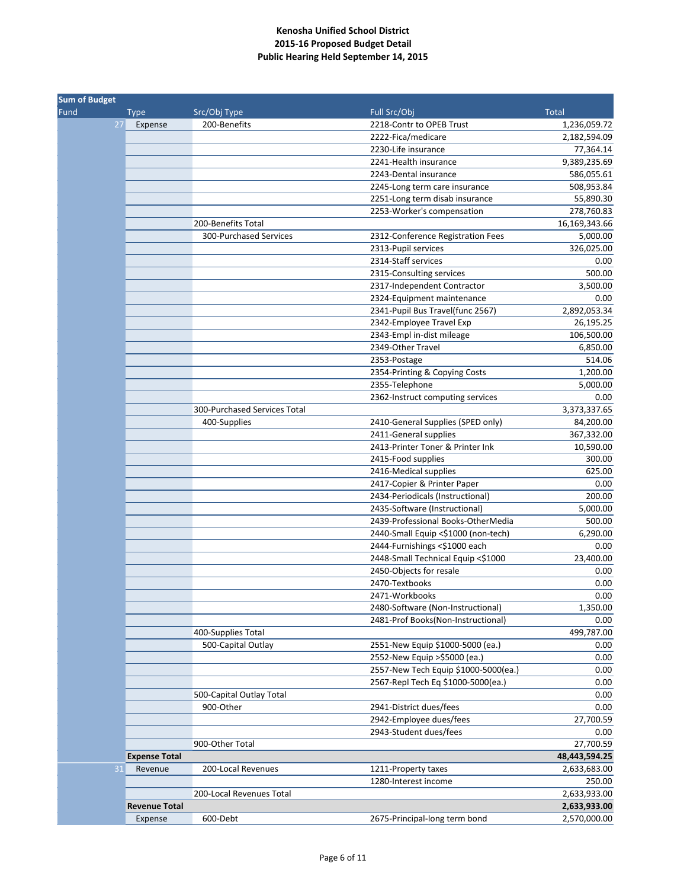**Kenosha Unified School District**
**2015-16 Proposed Budget Detail**
**Public Hearing Held September 14, 2015**

| Sum of Budget | | | | |
|---|---|---|---|---|
| Fund | Type | Src/Obj Type | Full Src/Obj | Total |
| 27 | Expense | 200-Benefits | 2218-Contr to OPEB Trust | 1,236,059.72 |
| | | | 2222-Fica/medicare | 2,182,594.09 |
| | | | 2230-Life insurance | 77,364.14 |
| | | | 2241-Health insurance | 9,389,235.69 |
| | | | 2243-Dental insurance | 586,055.61 |
| | | | 2245-Long term care insurance | 508,953.84 |
| | | | 2251-Long term disab insurance | 55,890.30 |
| | | | 2253-Worker's compensation | 278,760.83 |
| | | 200-Benefits Total | | 16,169,343.66 |
| | | 300-Purchased Services | 2312-Conference Registration Fees | 5,000.00 |
| | | | 2313-Pupil services | 326,025.00 |
| | | | 2314-Staff services | 0.00 |
| | | | 2315-Consulting services | 500.00 |
| | | | 2317-Independent Contractor | 3,500.00 |
| | | | 2324-Equipment maintenance | 0.00 |
| | | | 2341-Pupil Bus Travel(func 2567) | 2,892,053.34 |
| | | | 2342-Employee Travel Exp | 26,195.25 |
| | | | 2343-Empl in-dist mileage | 106,500.00 |
| | | | 2349-Other Travel | 6,850.00 |
| | | | 2353-Postage | 514.06 |
| | | | 2354-Printing & Copying Costs | 1,200.00 |
| | | | 2355-Telephone | 5,000.00 |
| | | | 2362-Instruct computing services | 0.00 |
| | | 300-Purchased Services Total | | 3,373,337.65 |
| | | 400-Supplies | 2410-General Supplies (SPED only) | 84,200.00 |
| | | | 2411-General supplies | 367,332.00 |
| | | | 2413-Printer Toner & Printer Ink | 10,590.00 |
| | | | 2415-Food supplies | 300.00 |
| | | | 2416-Medical supplies | 625.00 |
| | | | 2417-Copier & Printer Paper | 0.00 |
| | | | 2434-Periodicals (Instructional) | 200.00 |
| | | | 2435-Software (Instructional) | 5,000.00 |
| | | | 2439-Professional Books-OtherMedia | 500.00 |
| | | | 2440-Small Equip <$1000 (non-tech) | 6,290.00 |
| | | | 2444-Furnishings <$1000 each | 0.00 |
| | | | 2448-Small Technical Equip <$1000 | 23,400.00 |
| | | | 2450-Objects for resale | 0.00 |
| | | | 2470-Textbooks | 0.00 |
| | | | 2471-Workbooks | 0.00 |
| | | | 2480-Software (Non-Instructional) | 1,350.00 |
| | | | 2481-Prof Books(Non-Instructional) | 0.00 |
| | | 400-Supplies Total | | 499,787.00 |
| | | 500-Capital Outlay | 2551-New Equip $1000-5000 (ea.) | 0.00 |
| | | | 2552-New Equip >$5000 (ea.) | 0.00 |
| | | | 2557-New Tech Equip $1000-5000(ea.) | 0.00 |
| | | | 2567-Repl Tech Eq $1000-5000(ea.) | 0.00 |
| | | 500-Capital Outlay Total | | 0.00 |
| | | 900-Other | 2941-District dues/fees | 0.00 |
| | | | 2942-Employee dues/fees | 27,700.59 |
| | | | 2943-Student dues/fees | 0.00 |
| | | 900-Other Total | | 27,700.59 |
| | **Expense Total** | | | **48,443,594.25** |
| 31 | Revenue | 200-Local Revenues | 1211-Property taxes | 2,633,683.00 |
| | | | 1280-Interest income | 250.00 |
| | | 200-Local Revenues Total | | 2,633,933.00 |
| | **Revenue Total** | | | **2,633,933.00** |
| | Expense | 600-Debt | 2675-Principal-long term bond | 2,570,000.00 |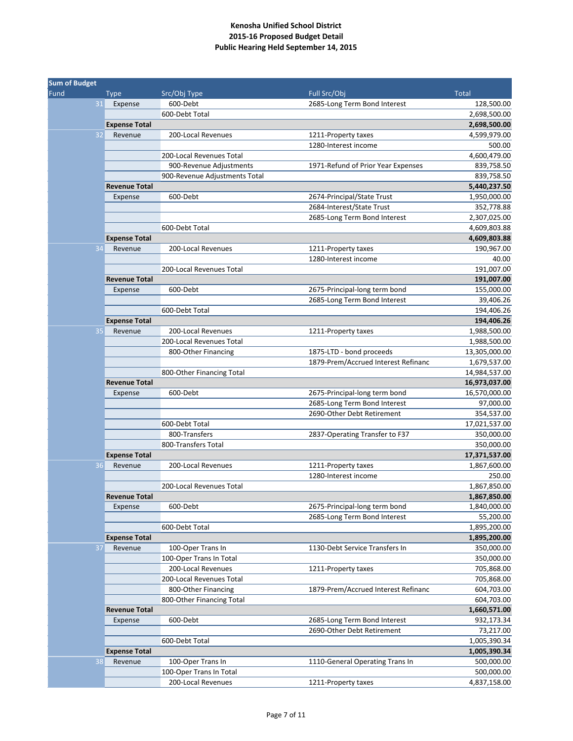**Kenosha Unified School District**
**2015-16 Proposed Budget Detail**
**Public Hearing Held September 14, 2015**

| Sum of Budget | | | | |
|---|---|---|---|---|
| Fund | Type | Src/Obj Type | Full Src/Obj | Total |
| 31 | Expense | 600-Debt | 2685-Long Term Bond Interest | 128,500.00 |
| | | 600-Debt Total | | 2,698,500.00 |
| | **Expense Total** | | | **2,698,500.00** |
| 32 | Revenue | 200-Local Revenues | 1211-Property taxes | 4,599,979.00 |
| | | | 1280-Interest income | 500.00 |
| | | 200-Local Revenues Total | | 4,600,479.00 |
| | | 900-Revenue Adjustments | 1971-Refund of Prior Year Expenses | 839,758.50 |
| | | 900-Revenue Adjustments Total | | 839,758.50 |
| | **Revenue Total** | | | **5,440,237.50** |
| | Expense | 600-Debt | 2674-Principal/State Trust | 1,950,000.00 |
| | | | 2684-Interest/State Trust | 352,778.88 |
| | | | 2685-Long Term Bond Interest | 2,307,025.00 |
| | | 600-Debt Total | | 4,609,803.88 |
| | **Expense Total** | | | **4,609,803.88** |
| 34 | Revenue | 200-Local Revenues | 1211-Property taxes | 190,967.00 |
| | | | 1280-Interest income | 40.00 |
| | | 200-Local Revenues Total | | 191,007.00 |
| | **Revenue Total** | | | **191,007.00** |
| | Expense | 600-Debt | 2675-Principal-long term bond | 155,000.00 |
| | | | 2685-Long Term Bond Interest | 39,406.26 |
| | | 600-Debt Total | | 194,406.26 |
| | **Expense Total** | | | **194,406.26** |
| 35 | Revenue | 200-Local Revenues | 1211-Property taxes | 1,988,500.00 |
| | | 200-Local Revenues Total | | 1,988,500.00 |
| | | 800-Other Financing | 1875-LTD - bond proceeds | 13,305,000.00 |
| | | | 1879-Prem/Accrued Interest Refinanc | 1,679,537.00 |
| | | 800-Other Financing Total | | 14,984,537.00 |
| | **Revenue Total** | | | **16,973,037.00** |
| | Expense | 600-Debt | 2675-Principal-long term bond | 16,570,000.00 |
| | | | 2685-Long Term Bond Interest | 97,000.00 |
| | | | 2690-Other Debt Retirement | 354,537.00 |
| | | 600-Debt Total | | 17,021,537.00 |
| | | 800-Transfers | 2837-Operating Transfer to F37 | 350,000.00 |
| | | 800-Transfers Total | | 350,000.00 |
| | **Expense Total** | | | **17,371,537.00** |
| 36 | Revenue | 200-Local Revenues | 1211-Property taxes | 1,867,600.00 |
| | | | 1280-Interest income | 250.00 |
| | | 200-Local Revenues Total | | 1,867,850.00 |
| | **Revenue Total** | | | **1,867,850.00** |
| | Expense | 600-Debt | 2675-Principal-long term bond | 1,840,000.00 |
| | | | 2685-Long Term Bond Interest | 55,200.00 |
| | | 600-Debt Total | | 1,895,200.00 |
| | **Expense Total** | | | **1,895,200.00** |
| 37 | Revenue | 100-Oper Trans In | 1130-Debt Service Transfers In | 350,000.00 |
| | | 100-Oper Trans In Total | | 350,000.00 |
| | | 200-Local Revenues | 1211-Property taxes | 705,868.00 |
| | | 200-Local Revenues Total | | 705,868.00 |
| | | 800-Other Financing | 1879-Prem/Accrued Interest Refinanc | 604,703.00 |
| | | 800-Other Financing Total | | 604,703.00 |
| | **Revenue Total** | | | **1,660,571.00** |
| | Expense | 600-Debt | 2685-Long Term Bond Interest | 932,173.34 |
| | | | 2690-Other Debt Retirement | 73,217.00 |
| | | 600-Debt Total | | 1,005,390.34 |
| | **Expense Total** | | | **1,005,390.34** |
| 38 | Revenue | 100-Oper Trans In | 1110-General Operating Trans In | 500,000.00 |
| | | 100-Oper Trans In Total | | 500,000.00 |
| | | 200-Local Revenues | 1211-Property taxes | 4,837,158.00 |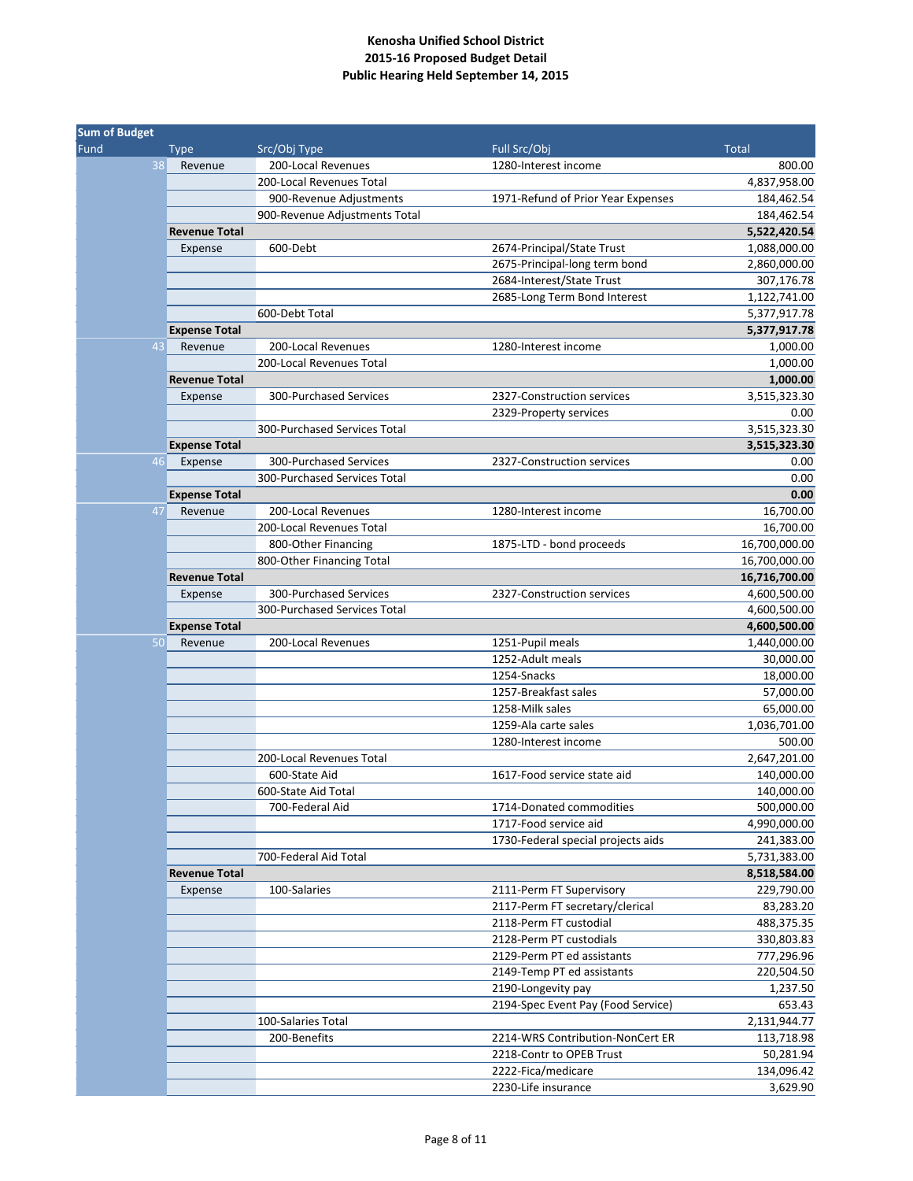**Kenosha Unified School District**
**2015-16 Proposed Budget Detail**
**Public Hearing Held September 14, 2015**

| Sum of Budget | | | | |
|---|---|---|---|---|
| Fund | Type | Src/Obj Type | Full Src/Obj | Total |
| 38 | Revenue | 200-Local Revenues | 1280-Interest income | 800.00 |
| | | 200-Local Revenues Total | | 4,837,958.00 |
| | | 900-Revenue Adjustments | 1971-Refund of Prior Year Expenses | 184,462.54 |
| | | 900-Revenue Adjustments Total | | 184,462.54 |
| | **Revenue Total** | | | **5,522,420.54** |
| | Expense | 600-Debt | 2674-Principal/State Trust | 1,088,000.00 |
| | | | 2675-Principal-long term bond | 2,860,000.00 |
| | | | 2684-Interest/State Trust | 307,176.78 |
| | | | 2685-Long Term Bond Interest | 1,122,741.00 |
| | | 600-Debt Total | | 5,377,917.78 |
| | **Expense Total** | | | **5,377,917.78** |
| 43 | Revenue | 200-Local Revenues | 1280-Interest income | 1,000.00 |
| | | 200-Local Revenues Total | | 1,000.00 |
| | **Revenue Total** | | | **1,000.00** |
| | Expense | 300-Purchased Services | 2327-Construction services | 3,515,323.30 |
| | | | 2329-Property services | 0.00 |
| | | 300-Purchased Services Total | | 3,515,323.30 |
| | **Expense Total** | | | **3,515,323.30** |
| 46 | Expense | 300-Purchased Services | 2327-Construction services | 0.00 |
| | | 300-Purchased Services Total | | 0.00 |
| | **Expense Total** | | | **0.00** |
| 47 | Revenue | 200-Local Revenues | 1280-Interest income | 16,700.00 |
| | | 200-Local Revenues Total | | 16,700.00 |
| | | 800-Other Financing | 1875-LTD - bond proceeds | 16,700,000.00 |
| | | 800-Other Financing Total | | 16,700,000.00 |
| | **Revenue Total** | | | **16,716,700.00** |
| | Expense | 300-Purchased Services | 2327-Construction services | 4,600,500.00 |
| | | 300-Purchased Services Total | | 4,600,500.00 |
| | **Expense Total** | | | **4,600,500.00** |
| 50 | Revenue | 200-Local Revenues | 1251-Pupil meals | 1,440,000.00 |
| | | | 1252-Adult meals | 30,000.00 |
| | | | 1254-Snacks | 18,000.00 |
| | | | 1257-Breakfast sales | 57,000.00 |
| | | | 1258-Milk sales | 65,000.00 |
| | | | 1259-Ala carte sales | 1,036,701.00 |
| | | | 1280-Interest income | 500.00 |
| | | 200-Local Revenues Total | | 2,647,201.00 |
| | | 600-State Aid | 1617-Food service state aid | 140,000.00 |
| | | 600-State Aid Total | | 140,000.00 |
| | | 700-Federal Aid | 1714-Donated commodities | 500,000.00 |
| | | | 1717-Food service aid | 4,990,000.00 |
| | | | 1730-Federal special projects aids | 241,383.00 |
| | | 700-Federal Aid Total | | 5,731,383.00 |
| | **Revenue Total** | | | **8,518,584.00** |
| | Expense | 100-Salaries | 2111-Perm FT Supervisory | 229,790.00 |
| | | | 2117-Perm FT secretary/clerical | 83,283.20 |
| | | | 2118-Perm FT custodial | 488,375.35 |
| | | | 2128-Perm PT custodials | 330,803.83 |
| | | | 2129-Perm PT ed assistants | 777,296.96 |
| | | | 2149-Temp PT ed assistants | 220,504.50 |
| | | | 2190-Longevity pay | 1,237.50 |
| | | | 2194-Spec Event Pay (Food Service) | 653.43 |
| | | 100-Salaries Total | | 2,131,944.77 |
| | | 200-Benefits | 2214-WRS Contribution-NonCert ER | 113,718.98 |
| | | | 2218-Contr to OPEB Trust | 50,281.94 |
| | | | 2222-Fica/medicare | 134,096.42 |
| | | | 2230-Life insurance | 3,629.90 |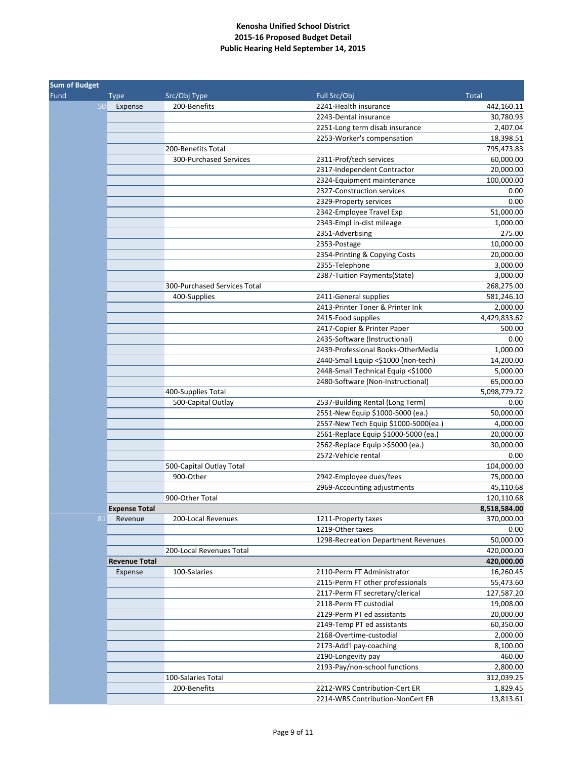**Kenosha Unified School District**
**2015-16 Proposed Budget Detail**
**Public Hearing Held September 14, 2015**

| Sum of Budget | | | | |
|---|---|---|---|---|
| Fund | Type | Src/Obj Type | Full Src/Obj | Total |
| 50 | Expense | 200-Benefits | 2241-Health insurance | 442,160.11 |
| | | | 2243-Dental insurance | 30,780.93 |
| | | | 2251-Long term disab insurance | 2,407.04 |
| | | | 2253-Worker's compensation | 18,398.51 |
| | | 200-Benefits Total | | 795,473.83 |
| | | 300-Purchased Services | 2311-Prof/tech services | 60,000.00 |
| | | | 2317-Independent Contractor | 20,000.00 |
| | | | 2324-Equipment maintenance | 100,000.00 |
| | | | 2327-Construction services | 0.00 |
| | | | 2329-Property services | 0.00 |
| | | | 2342-Employee Travel Exp | 51,000.00 |
| | | | 2343-Empl in-dist mileage | 1,000.00 |
| | | | 2351-Advertising | 275.00 |
| | | | 2353-Postage | 10,000.00 |
| | | | 2354-Printing & Copying Costs | 20,000.00 |
| | | | 2355-Telephone | 3,000.00 |
| | | | 2387-Tuition Payments(State) | 3,000.00 |
| | | 300-Purchased Services Total | | 268,275.00 |
| | | 400-Supplies | 2411-General supplies | 581,246.10 |
| | | | 2413-Printer Toner & Printer Ink | 2,000.00 |
| | | | 2415-Food supplies | 4,429,833.62 |
| | | | 2417-Copier & Printer Paper | 500.00 |
| | | | 2435-Software (Instructional) | 0.00 |
| | | | 2439-Professional Books-OtherMedia | 1,000.00 |
| | | | 2440-Small Equip <$1000 (non-tech) | 14,200.00 |
| | | | 2448-Small Technical Equip <$1000 | 5,000.00 |
| | | | 2480-Software (Non-Instructional) | 65,000.00 |
| | | 400-Supplies Total | | 5,098,779.72 |
| | | 500-Capital Outlay | 2537-Building Rental (Long Term) | 0.00 |
| | | | 2551-New Equip $1000-5000 (ea.) | 50,000.00 |
| | | | 2557-New Tech Equip $1000-5000(ea.) | 4,000.00 |
| | | | 2561-Replace Equip $1000-5000 (ea.) | 20,000.00 |
| | | | 2562-Replace Equip >$5000 (ea.) | 30,000.00 |
| | | | 2572-Vehicle rental | 0.00 |
| | | 500-Capital Outlay Total | | 104,000.00 |
| | | 900-Other | 2942-Employee dues/fees | 75,000.00 |
| | | | 2969-Accounting adjustments | 45,110.68 |
| | | 900-Other Total | | 120,110.68 |
| | **Expense Total** | | | **8,518,584.00** |
| 81 | Revenue | 200-Local Revenues | 1211-Property taxes | 370,000.00 |
| | | | 1219-Other taxes | 0.00 |
| | | | 1298-Recreation Department Revenues | 50,000.00 |
| | | 200-Local Revenues Total | | 420,000.00 |
| | **Revenue Total** | | | **420,000.00** |
| | Expense | 100-Salaries | 2110-Perm FT Administrator | 16,260.45 |
| | | | 2115-Perm FT other professionals | 55,473.60 |
| | | | 2117-Perm FT secretary/clerical | 127,587.20 |
| | | | 2118-Perm FT custodial | 19,008.00 |
| | | | 2129-Perm PT ed assistants | 20,000.00 |
| | | | 2149-Temp PT ed assistants | 60,350.00 |
| | | | 2168-Overtime-custodial | 2,000.00 |
| | | | 2173-Add'l pay-coaching | 8,100.00 |
| | | | 2190-Longevity pay | 460.00 |
| | | | 2193-Pay/non-school functions | 2,800.00 |
| | | 100-Salaries Total | | 312,039.25 |
| | | 200-Benefits | 2212-WRS Contribution-Cert ER | 1,829.45 |
| | | | 2214-WRS Contribution-NonCert ER | 13,813.61 |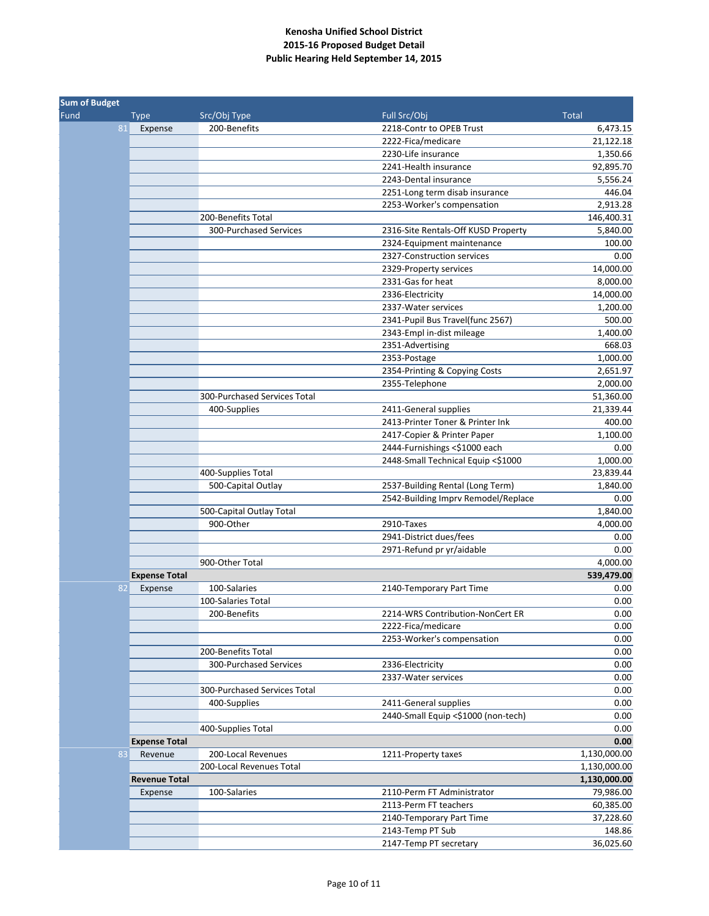**Kenosha Unified School District**
**2015-16 Proposed Budget Detail**
**Public Hearing Held September 14, 2015**

| Sum of Budget | | | | |
|---|---|---|---|---|
| Fund | Type | Src/Obj Type | Full Src/Obj | Total |
| 81 | Expense | 200-Benefits | 2218-Contr to OPEB Trust | 6,473.15 |
| | | | 2222-Fica/medicare | 21,122.18 |
| | | | 2230-Life insurance | 1,350.66 |
| | | | 2241-Health insurance | 92,895.70 |
| | | | 2243-Dental insurance | 5,556.24 |
| | | | 2251-Long term disab insurance | 446.04 |
| | | | 2253-Worker's compensation | 2,913.28 |
| | | 200-Benefits Total | | 146,400.31 |
| | | 300-Purchased Services | 2316-Site Rentals-Off KUSD Property | 5,840.00 |
| | | | 2324-Equipment maintenance | 100.00 |
| | | | 2327-Construction services | 0.00 |
| | | | 2329-Property services | 14,000.00 |
| | | | 2331-Gas for heat | 8,000.00 |
| | | | 2336-Electricity | 14,000.00 |
| | | | 2337-Water services | 1,200.00 |
| | | | 2341-Pupil Bus Travel(func 2567) | 500.00 |
| | | | 2343-Empl in-dist mileage | 1,400.00 |
| | | | 2351-Advertising | 668.03 |
| | | | 2353-Postage | 1,000.00 |
| | | | 2354-Printing & Copying Costs | 2,651.97 |
| | | | 2355-Telephone | 2,000.00 |
| | | 300-Purchased Services Total | | 51,360.00 |
| | | 400-Supplies | 2411-General supplies | 21,339.44 |
| | | | 2413-Printer Toner & Printer Ink | 400.00 |
| | | | 2417-Copier & Printer Paper | 1,100.00 |
| | | | 2444-Furnishings <$1000 each | 0.00 |
| | | | 2448-Small Technical Equip <$1000 | 1,000.00 |
| | | 400-Supplies Total | | 23,839.44 |
| | | 500-Capital Outlay | 2537-Building Rental (Long Term) | 1,840.00 |
| | | | 2542-Building Imprv Remodel/Replace | 0.00 |
| | | 500-Capital Outlay Total | | 1,840.00 |
| | | 900-Other | 2910-Taxes | 4,000.00 |
| | | | 2941-District dues/fees | 0.00 |
| | | | 2971-Refund pr yr/aidable | 0.00 |
| | | 900-Other Total | | 4,000.00 |
| | **Expense Total** | | | **539,479.00** |
| 82 | Expense | 100-Salaries | 2140-Temporary Part Time | 0.00 |
| | | 100-Salaries Total | | 0.00 |
| | | 200-Benefits | 2214-WRS Contribution-NonCert ER | 0.00 |
| | | | 2222-Fica/medicare | 0.00 |
| | | | 2253-Worker's compensation | 0.00 |
| | | 200-Benefits Total | | 0.00 |
| | | 300-Purchased Services | 2336-Electricity | 0.00 |
| | | | 2337-Water services | 0.00 |
| | | 300-Purchased Services Total | | 0.00 |
| | | 400-Supplies | 2411-General supplies | 0.00 |
| | | | 2440-Small Equip <$1000 (non-tech) | 0.00 |
| | | 400-Supplies Total | | 0.00 |
| | **Expense Total** | | | **0.00** |
| 83 | Revenue | 200-Local Revenues | 1211-Property taxes | 1,130,000.00 |
| | | 200-Local Revenues Total | | 1,130,000.00 |
| | **Revenue Total** | | | **1,130,000.00** |
| | Expense | 100-Salaries | 2110-Perm FT Administrator | 79,986.00 |
| | | | 2113-Perm FT teachers | 60,385.00 |
| | | | 2140-Temporary Part Time | 37,228.60 |
| | | | 2143-Temp PT Sub | 148.86 |
| | | | 2147-Temp PT secretary | 36,025.60 |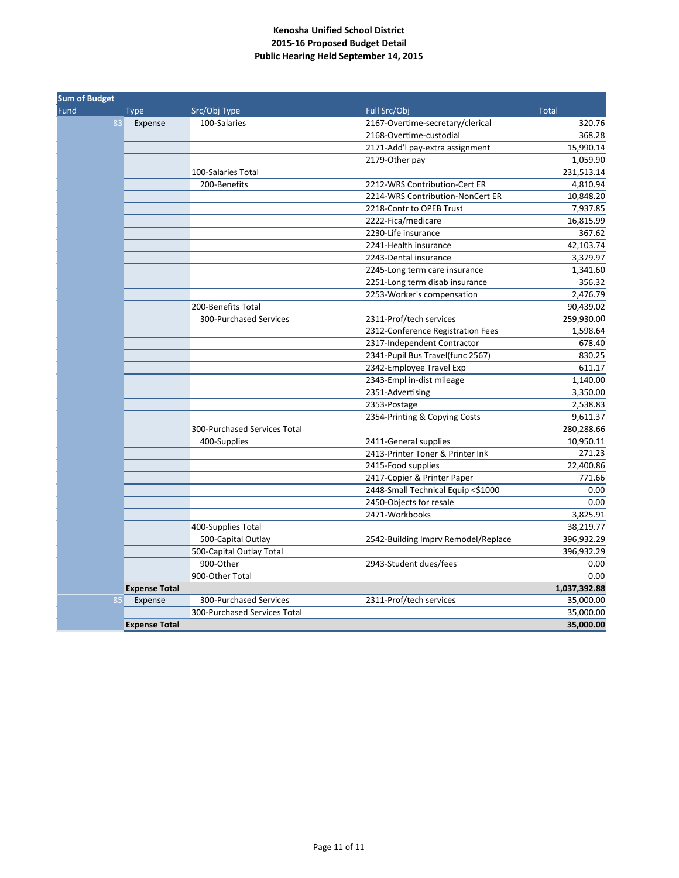**Kenosha Unified School District**
**2015-16 Proposed Budget Detail**
**Public Hearing Held September 14, 2015**

| Sum of Budget | | | | |
|---|---|---|---|---|
| Fund | Type | Src/Obj Type | Full Src/Obj | Total |
| 83 | Expense | 100-Salaries | 2167-Overtime-secretary/clerical | 320.76 |
| | | | 2168-Overtime-custodial | 368.28 |
| | | | 2171-Add'l pay-extra assignment | 15,990.14 |
| | | | 2179-Other pay | 1,059.90 |
| | | 100-Salaries Total | | 231,513.14 |
| | | 200-Benefits | 2212-WRS Contribution-Cert ER | 4,810.94 |
| | | | 2214-WRS Contribution-NonCert ER | 10,848.20 |
| | | | 2218-Contr to OPEB Trust | 7,937.85 |
| | | | 2222-Fica/medicare | 16,815.99 |
| | | | 2230-Life insurance | 367.62 |
| | | | 2241-Health insurance | 42,103.74 |
| | | | 2243-Dental insurance | 3,379.97 |
| | | | 2245-Long term care insurance | 1,341.60 |
| | | | 2251-Long term disab insurance | 356.32 |
| | | | 2253-Worker's compensation | 2,476.79 |
| | | 200-Benefits Total | | 90,439.02 |
| | | 300-Purchased Services | 2311-Prof/tech services | 259,930.00 |
| | | | 2312-Conference Registration Fees | 1,598.64 |
| | | | 2317-Independent Contractor | 678.40 |
| | | | 2341-Pupil Bus Travel(func 2567) | 830.25 |
| | | | 2342-Employee Travel Exp | 611.17 |
| | | | 2343-Empl in-dist mileage | 1,140.00 |
| | | | 2351-Advertising | 3,350.00 |
| | | | 2353-Postage | 2,538.83 |
| | | | 2354-Printing & Copying Costs | 9,611.37 |
| | | 300-Purchased Services Total | | 280,288.66 |
| | | 400-Supplies | 2411-General supplies | 10,950.11 |
| | | | 2413-Printer Toner & Printer Ink | 271.23 |
| | | | 2415-Food supplies | 22,400.86 |
| | | | 2417-Copier & Printer Paper | 771.66 |
| | | | 2448-Small Technical Equip <$1000 | 0.00 |
| | | | 2450-Objects for resale | 0.00 |
| | | | 2471-Workbooks | 3,825.91 |
| | | 400-Supplies Total | | 38,219.77 |
| | | 500-Capital Outlay | 2542-Building Imprv Remodel/Replace | 396,932.29 |
| | | 500-Capital Outlay Total | | 396,932.29 |
| | | 900-Other | 2943-Student dues/fees | 0.00 |
| | | 900-Other Total | | 0.00 |
| | **Expense Total** | | | **1,037,392.88** |
| 85 | Expense | 300-Purchased Services | 2311-Prof/tech services | 35,000.00 |
| | | 300-Purchased Services Total | | 35,000.00 |
| | **Expense Total** | | | **35,000.00** |